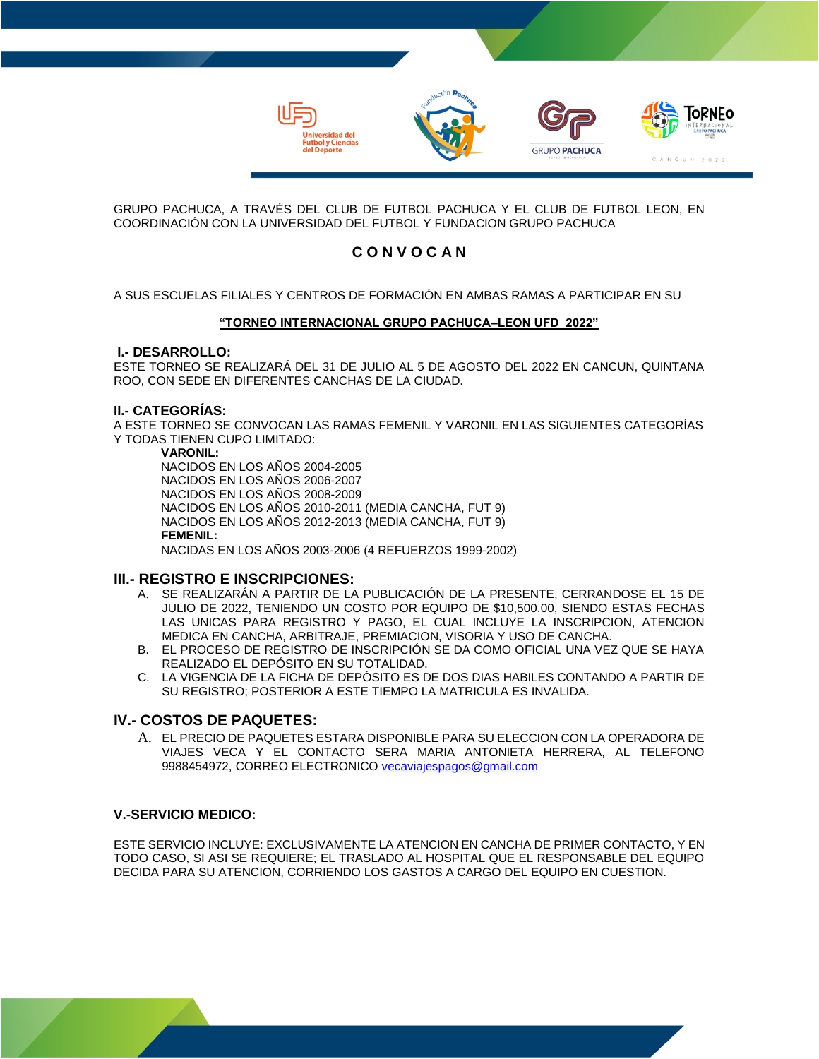GRUPO PACHUCA, A TRAVÉS DEL CLUB DE FUTBOL PACHUCA Y EL CLUB DE FUTBOL LEON, EN COORDINACIÓN CON LA UNIVERSIDAD DEL FUTBOL Y FUNDACION GRUPO PACHUCA

**C O N V O C A N**

A SUS ESCUELAS FILIALES Y CENTROS DE FORMACIÓN EN AMBAS RAMAS A PARTICIPAR EN SU

**"TORNEO INTERNACIONAL GRUPO PACHUCA–LEON UFD 2022"**

## I.- DESARROLLO:

ESTE TORNEO SE REALIZARÁ DEL 31 DE JULIO AL 5 DE AGOSTO DEL 2022 EN CANCUN, QUINTANA ROO, CON SEDE EN DIFERENTES CANCHAS DE LA CIUDAD.

## II.- CATEGORÍAS:

A ESTE TORNEO SE CONVOCAN LAS RAMAS FEMENIL Y VARONIL EN LAS SIGUIENTES CATEGORÍAS Y TODAS TIENEN CUPO LIMITADO:

**VARONIL:**
NACIDOS EN LOS AÑOS 2004-2005
NACIDOS EN LOS AÑOS 2006-2007
NACIDOS EN LOS AÑOS 2008-2009
NACIDOS EN LOS AÑOS 2010-2011 (MEDIA CANCHA, FUT 9)
NACIDOS EN LOS AÑOS 2012-2013 (MEDIA CANCHA, FUT 9)

**FEMENIL:**
NACIDAS EN LOS AÑOS 2003-2006 (4 REFUERZOS 1999-2002)

## III.- REGISTRO E INSCRIPCIONES:

A. SE REALIZARÁN A PARTIR DE LA PUBLICACIÓN DE LA PRESENTE, CERRANDOSE EL 15 DE JULIO DE 2022, TENIENDO UN COSTO POR EQUIPO DE $10,500.00, SIENDO ESTAS FECHAS LAS UNICAS PARA REGISTRO Y PAGO, EL CUAL INCLUYE LA INSCRIPCION, ATENCION MEDICA EN CANCHA, ARBITRAJE, PREMIACION, VISORIA Y USO DE CANCHA.
B. EL PROCESO DE REGISTRO DE INSCRIPCIÓN SE DA COMO OFICIAL UNA VEZ QUE SE HAYA REALIZADO EL DEPÓSITO EN SU TOTALIDAD.
C. LA VIGENCIA DE LA FICHA DE DEPÓSITO ES DE DOS DIAS HABILES CONTANDO A PARTIR DE SU REGISTRO; POSTERIOR A ESTE TIEMPO LA MATRICULA ES INVALIDA.

## IV.- COSTOS DE PAQUETES:

A. EL PRECIO DE PAQUETES ESTARA DISPONIBLE PARA SU ELECCION CON LA OPERADORA DE VIAJES VECA Y EL CONTACTO SERA MARIA ANTONIETA HERRERA, AL TELEFONO 9988454972, CORREO ELECTRONICO vecaviajespagos@gmail.com

## V.-SERVICIO MEDICO:

ESTE SERVICIO INCLUYE: EXCLUSIVAMENTE LA ATENCION EN CANCHA DE PRIMER CONTACTO, Y EN TODO CASO, SI ASI SE REQUIERE; EL TRASLADO AL HOSPITAL QUE EL RESPONSABLE DEL EQUIPO DECIDA PARA SU ATENCION, CORRIENDO LOS GASTOS A CARGO DEL EQUIPO EN CUESTION.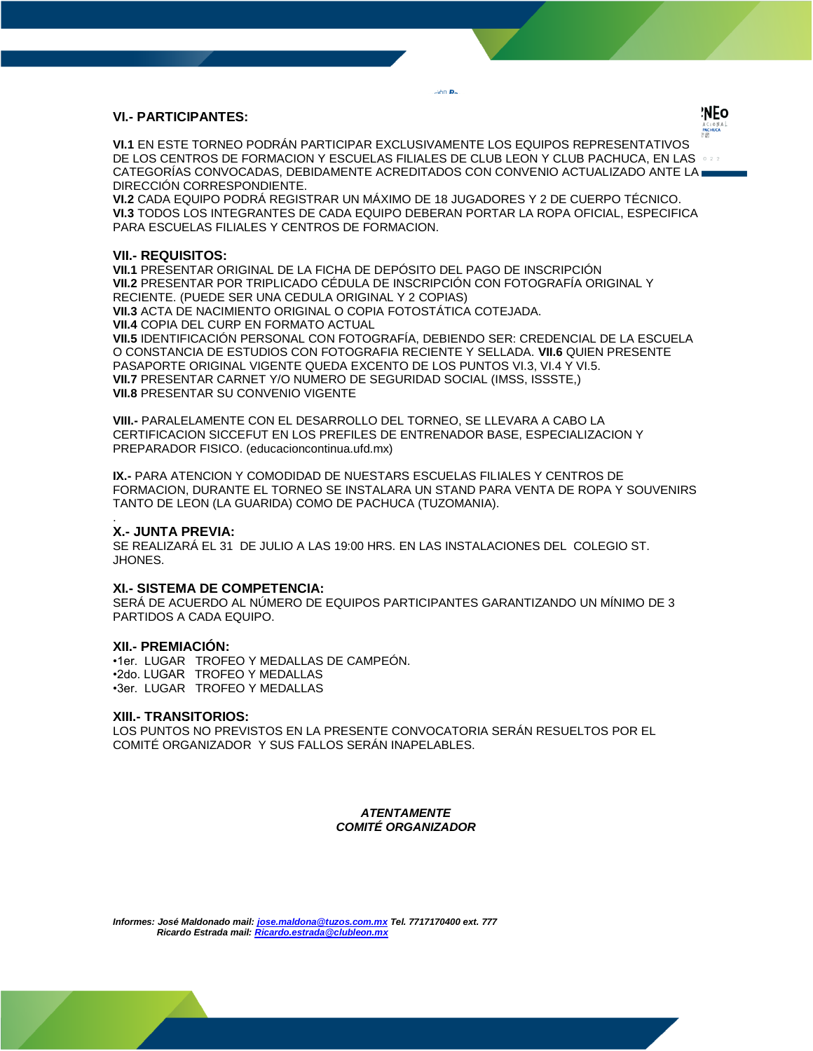## VI.- PARTICIPANTES:

**VI.1** EN ESTE TORNEO PODRÁN PARTICIPAR EXCLUSIVAMENTE LOS EQUIPOS REPRESENTATIVOS DE LOS CENTROS DE FORMACION Y ESCUELAS FILIALES DE CLUB LEON Y CLUB PACHUCA, EN LAS CATEGORÍAS CONVOCADAS, DEBIDAMENTE ACREDITADOS CON CONVENIO ACTUALIZADO ANTE LA DIRECCIÓN CORRESPONDIENTE.
**VI.2** CADA EQUIPO PODRÁ REGISTRAR UN MÁXIMO DE 18 JUGADORES Y 2 DE CUERPO TÉCNICO.
**VI.3** TODOS LOS INTEGRANTES DE CADA EQUIPO DEBERAN PORTAR LA ROPA OFICIAL, ESPECIFICA PARA ESCUELAS FILIALES Y CENTROS DE FORMACION.

## VII.- REQUISITOS:

**VII.1** PRESENTAR ORIGINAL DE LA FICHA DE DEPÓSITO DEL PAGO DE INSCRIPCIÓN
**VII.2** PRESENTAR POR TRIPLICADO CÉDULA DE INSCRIPCIÓN CON FOTOGRAFÍA ORIGINAL Y RECIENTE. (PUEDE SER UNA CEDULA ORIGINAL Y 2 COPIAS)
**VII.3** ACTA DE NACIMIENTO ORIGINAL O COPIA FOTOSTÁTICA COTEJADA.
**VII.4** COPIA DEL CURP EN FORMATO ACTUAL
**VII.5** IDENTIFICACIÓN PERSONAL CON FOTOGRAFÍA, DEBIENDO SER: CREDENCIAL DE LA ESCUELA O CONSTANCIA DE ESTUDIOS CON FOTOGRAFIA RECIENTE Y SELLADA. **VII.6** QUIEN PRESENTE PASAPORTE ORIGINAL VIGENTE QUEDA EXCENTO DE LOS PUNTOS VI.3, VI.4 Y VI.5.
**VII.7** PRESENTAR CARNET Y/O NUMERO DE SEGURIDAD SOCIAL (IMSS, ISSSTE,)
**VII.8** PRESENTAR SU CONVENIO VIGENTE

**VIII.-** PARALELAMENTE CON EL DESARROLLO DEL TORNEO, SE LLEVARA A CABO LA CERTIFICACION SICCEFUT EN LOS PREFILES DE ENTRENADOR BASE, ESPECIALIZACION Y PREPARADOR FISICO. (educacioncontinua.ufd.mx)

**IX.-** PARA ATENCION Y COMODIDAD DE NUESTARS ESCUELAS FILIALES Y CENTROS DE FORMACION, DURANTE EL TORNEO SE INSTALARA UN STAND PARA VENTA DE ROPA Y SOUVENIRS TANTO DE LEON (LA GUARIDA) COMO DE PACHUCA (TUZOMANIA).

## X.- JUNTA PREVIA:

SE REALIZARÁ EL 31 DE JULIO A LAS 19:00 HRS. EN LAS INSTALACIONES DEL COLEGIO ST. JHONES.

## XI.- SISTEMA DE COMPETENCIA:

SERÁ DE ACUERDO AL NÚMERO DE EQUIPOS PARTICIPANTES GARANTIZANDO UN MÍNIMO DE 3 PARTIDOS A CADA EQUIPO.

## XII.- PREMIACIÓN:

- 1er. LUGAR TROFEO Y MEDALLAS DE CAMPEÓN.
- 2do. LUGAR TROFEO Y MEDALLAS
- 3er. LUGAR TROFEO Y MEDALLAS

## XIII.- TRANSITORIOS:

LOS PUNTOS NO PREVISTOS EN LA PRESENTE CONVOCATORIA SERÁN RESUELTOS POR EL COMITÉ ORGANIZADOR Y SUS FALLOS SERÁN INAPELABLES.

***ATENTAMENTE***
***COMITÉ ORGANIZADOR***

***Informes: José Maldonado mail: jose.maldona@tuzos.com.mx Tel. 7717170400 ext. 777***
***Ricardo Estrada mail: Ricardo.estrada@clubleon.mx***